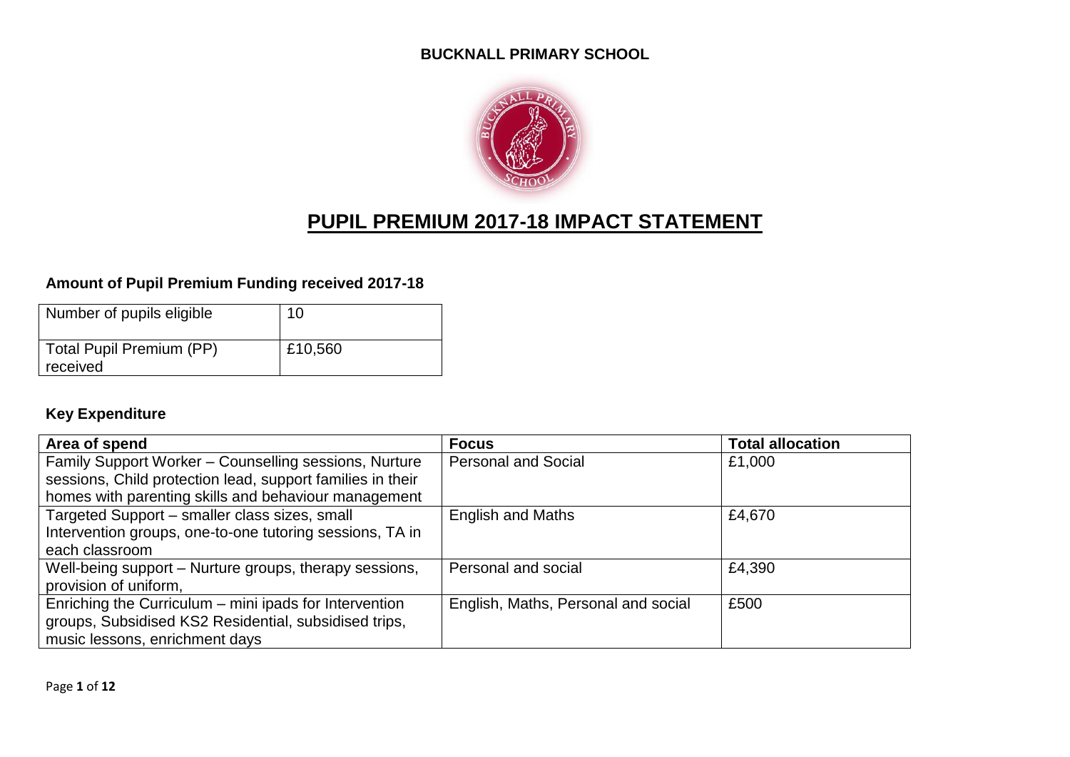**BUCKNALL PRIMARY SCHOOL**

# PUPIL PREMIUM 2017-18 IMPACT STATEMENT

## Amount of Pupil Premium Funding received 2017-18

| Number of pupils eligible | 10 |
|---|---|
| Total Pupil Premium (PP) received | £10,560 |

## Key Expenditure

| Area of spend | Focus | Total allocation |
|---|---|---|
| Family Support Worker – Counselling sessions, Nurture sessions, Child protection lead, support families in their homes with parenting skills and behaviour management | Personal and Social | £1,000 |
| Targeted Support – smaller class sizes, small Intervention groups, one-to-one tutoring sessions, TA in each classroom | English and Maths | £4,670 |
| Well-being support – Nurture groups, therapy sessions, provision of uniform, | Personal and social | £4,390 |
| Enriching the Curriculum – mini ipads for Intervention groups, Subsidised KS2 Residential, subsidised trips, music lessons, enrichment days | English, Maths, Personal and social | £500 |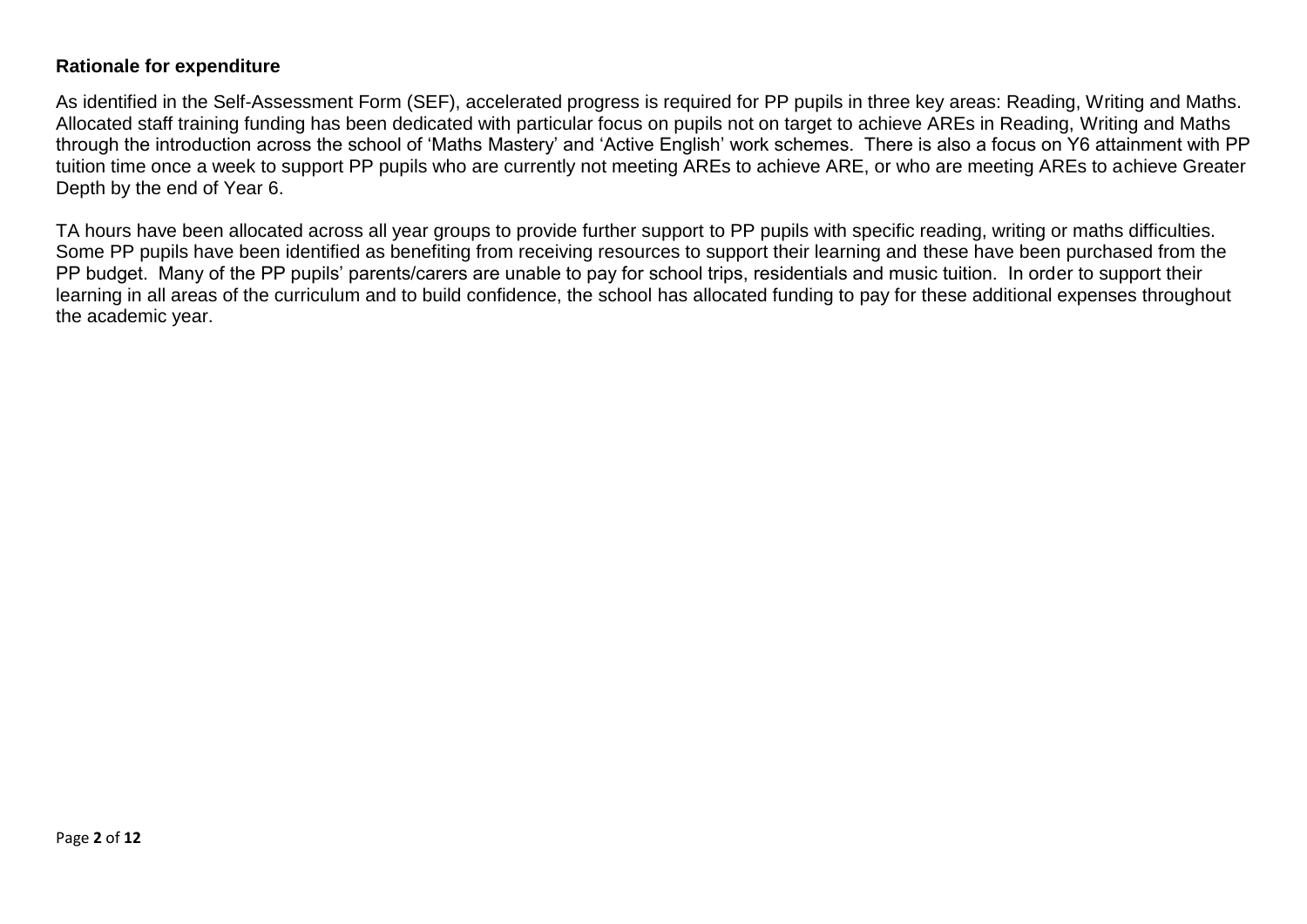**Rationale for expenditure**

As identified in the Self-Assessment Form (SEF), accelerated progress is required for PP pupils in three key areas: Reading, Writing and Maths. Allocated staff training funding has been dedicated with particular focus on pupils not on target to achieve AREs in Reading, Writing and Maths through the introduction across the school of 'Maths Mastery' and 'Active English' work schemes. There is also a focus on Y6 attainment with PP tuition time once a week to support PP pupils who are currently not meeting AREs to achieve ARE, or who are meeting AREs to achieve Greater Depth by the end of Year 6.

TA hours have been allocated across all year groups to provide further support to PP pupils with specific reading, writing or maths difficulties. Some PP pupils have been identified as benefiting from receiving resources to support their learning and these have been purchased from the PP budget. Many of the PP pupils' parents/carers are unable to pay for school trips, residentials and music tuition. In order to support their learning in all areas of the curriculum and to build confidence, the school has allocated funding to pay for these additional expenses throughout the academic year.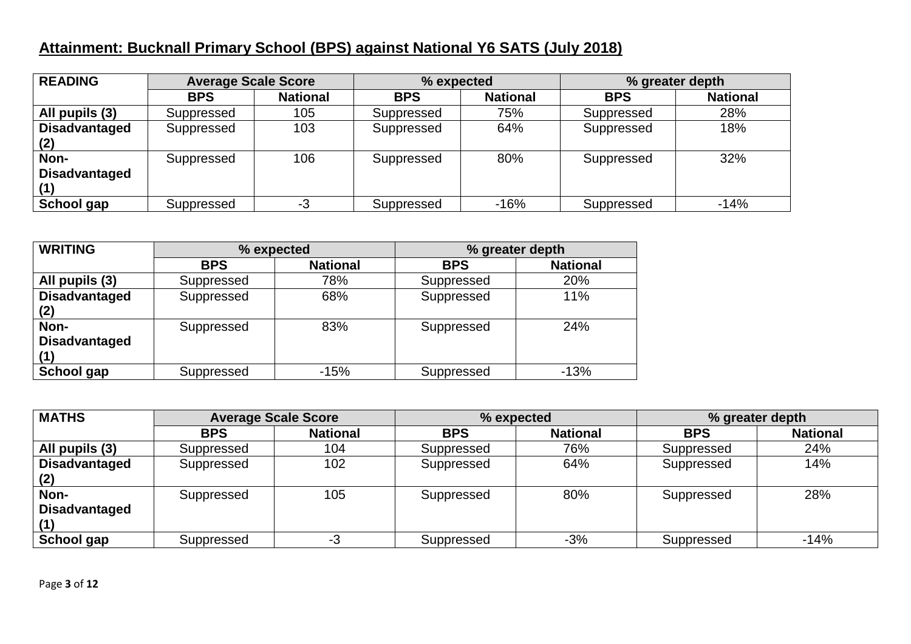## Attainment: Bucknall Primary School (BPS) against National Y6 SATS (July 2018)

| READING | Average Scale Score | | % expected | | % greater depth | |
|---|---|---|---|---|---|---|
| | BPS | National | BPS | National | BPS | National |
| All pupils (3) | Suppressed | 105 | Suppressed | 75% | Suppressed | 28% |
| Disadvantaged (2) | Suppressed | 103 | Suppressed | 64% | Suppressed | 18% |
| Non-Disadvantaged (1) | Suppressed | 106 | Suppressed | 80% | Suppressed | 32% |
| School gap | Suppressed | -3 | Suppressed | -16% | Suppressed | -14% |

| WRITING | % expected | | % greater depth | |
|---|---|---|---|---|
| | BPS | National | BPS | National |
| All pupils (3) | Suppressed | 78% | Suppressed | 20% |
| Disadvantaged (2) | Suppressed | 68% | Suppressed | 11% |
| Non-Disadvantaged (1) | Suppressed | 83% | Suppressed | 24% |
| School gap | Suppressed | -15% | Suppressed | -13% |

| MATHS | Average Scale Score | | % expected | | % greater depth | |
|---|---|---|---|---|---|---|
| | BPS | National | BPS | National | BPS | National |
| All pupils (3) | Suppressed | 104 | Suppressed | 76% | Suppressed | 24% |
| Disadvantaged (2) | Suppressed | 102 | Suppressed | 64% | Suppressed | 14% |
| Non-Disadvantaged (1) | Suppressed | 105 | Suppressed | 80% | Suppressed | 28% |
| School gap | Suppressed | -3 | Suppressed | -3% | Suppressed | -14% |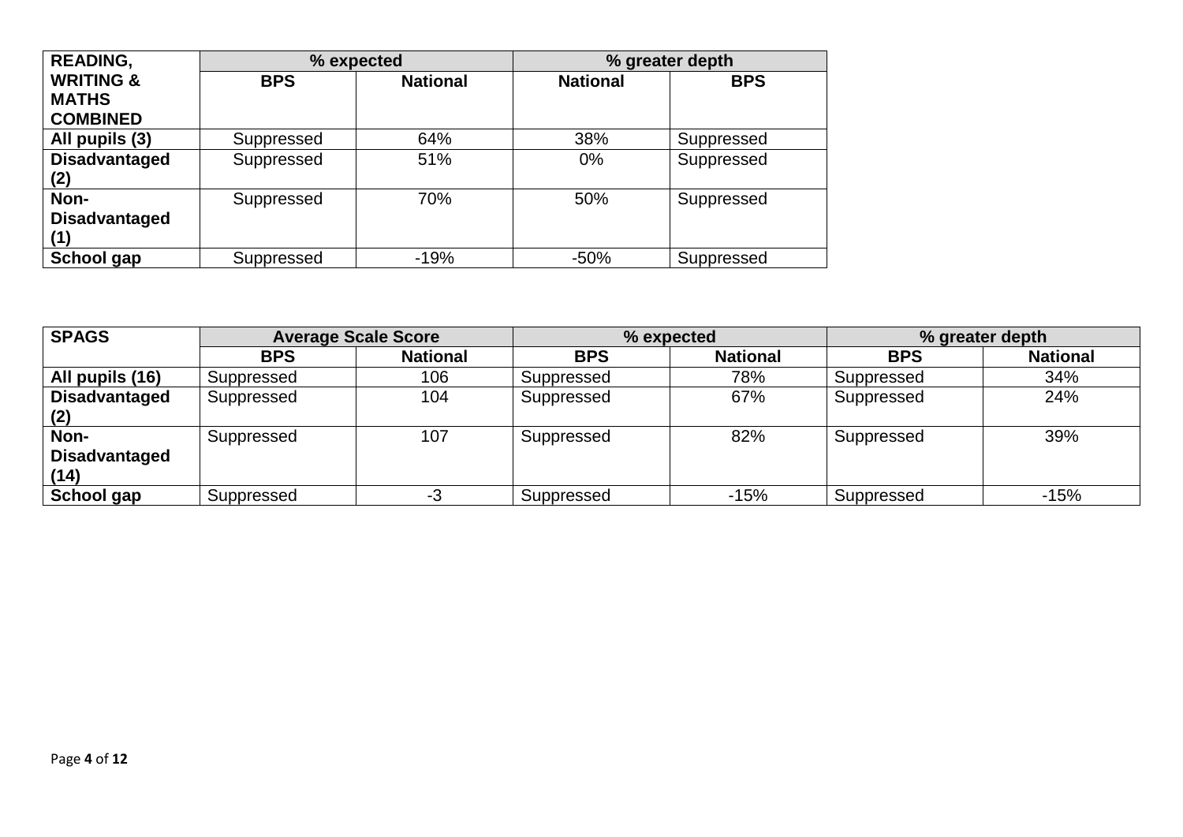| READING, WRITING & MATHS COMBINED | % expected | | % greater depth | |
|---|---|---|---|---|
| | **BPS** | **National** | **National** | **BPS** |
| **All pupils (3)** | Suppressed | 64% | 38% | Suppressed |
| **Disadvantaged (2)** | Suppressed | 51% | 0% | Suppressed |
| **Non-Disadvantaged (1)** | Suppressed | 70% | 50% | Suppressed |
| **School gap** | Suppressed | -19% | -50% | Suppressed |

| SPAGS | Average Scale Score | | % expected | | % greater depth | |
|---|---|---|---|---|---|---|
| | **BPS** | **National** | **BPS** | **National** | **BPS** | **National** |
| **All pupils (16)** | Suppressed | 106 | Suppressed | 78% | Suppressed | 34% |
| **Disadvantaged (2)** | Suppressed | 104 | Suppressed | 67% | Suppressed | 24% |
| **Non-Disadvantaged (14)** | Suppressed | 107 | Suppressed | 82% | Suppressed | 39% |
| **School gap** | Suppressed | -3 | Suppressed | -15% | Suppressed | -15% |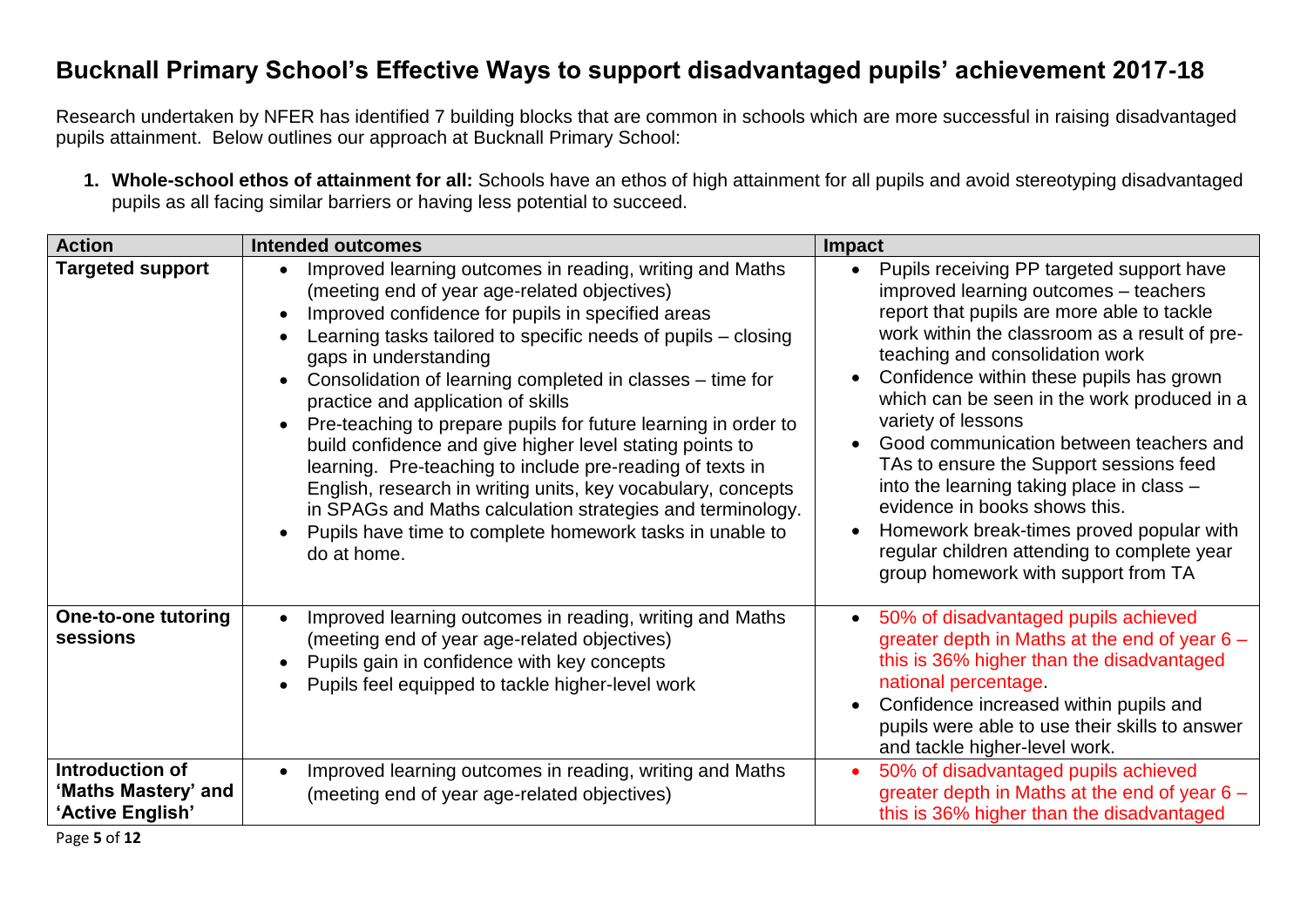# Bucknall Primary School's Effective Ways to support disadvantaged pupils' achievement 2017-18

Research undertaken by NFER has identified 7 building blocks that are common in schools which are more successful in raising disadvantaged pupils attainment. Below outlines our approach at Bucknall Primary School:

1. **Whole-school ethos of attainment for all:** Schools have an ethos of high attainment for all pupils and avoid stereotyping disadvantaged pupils as all facing similar barriers or having less potential to succeed.

| Action | Intended outcomes | Impact |
|---|---|---|
| **Targeted support** | • Improved learning outcomes in reading, writing and Maths (meeting end of year age-related objectives)<br>• Improved confidence for pupils in specified areas<br>• Learning tasks tailored to specific needs of pupils – closing gaps in understanding<br>• Consolidation of learning completed in classes – time for practice and application of skills<br>• Pre-teaching to prepare pupils for future learning in order to build confidence and give higher level stating points to learning. Pre-teaching to include pre-reading of texts in English, research in writing units, key vocabulary, concepts in SPAGs and Maths calculation strategies and terminology.<br>• Pupils have time to complete homework tasks in unable to do at home. | • Pupils receiving PP targeted support have improved learning outcomes – teachers report that pupils are more able to tackle work within the classroom as a result of pre-teaching and consolidation work<br>• Confidence within these pupils has grown which can be seen in the work produced in a variety of lessons<br>• Good communication between teachers and TAs to ensure the Support sessions feed into the learning taking place in class – evidence in books shows this.<br>• Homework break-times proved popular with regular children attending to complete year group homework with support from TA |
| **One-to-one tutoring sessions** | • Improved learning outcomes in reading, writing and Maths (meeting end of year age-related objectives)<br>• Pupils gain in confidence with key concepts<br>• Pupils feel equipped to tackle higher-level work | • 50% of disadvantaged pupils achieved greater depth in Maths at the end of year 6 – this is 36% higher than the disadvantaged national percentage.<br>• Confidence increased within pupils and pupils were able to use their skills to answer and tackle higher-level work. |
| **Introduction of 'Maths Mastery' and 'Active English'** | • Improved learning outcomes in reading, writing and Maths (meeting end of year age-related objectives) | • 50% of disadvantaged pupils achieved greater depth in Maths at the end of year 6 – this is 36% higher than the disadvantaged |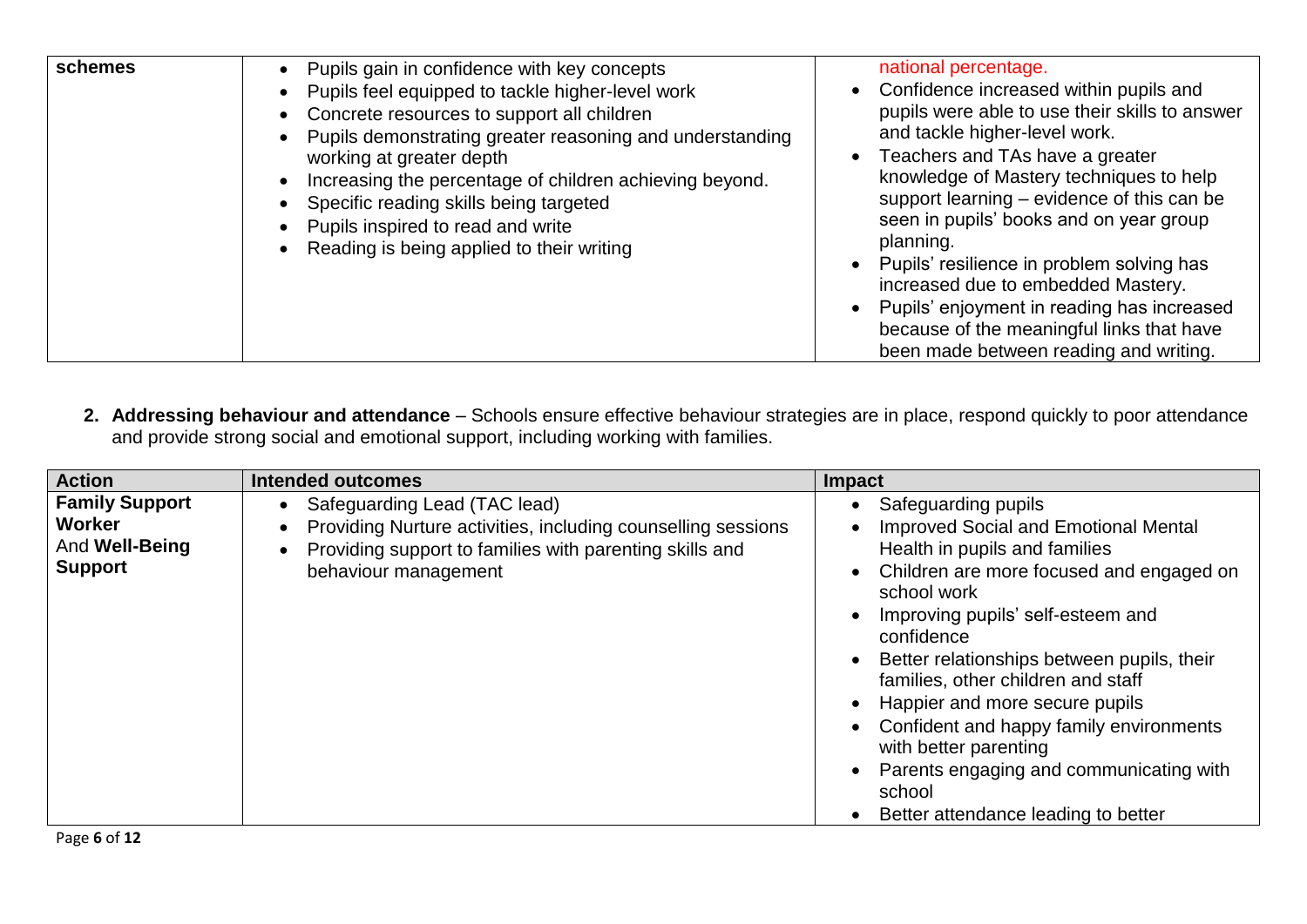| schemes | • Pupils gain in confidence with key concepts<br>• Pupils feel equipped to tackle higher-level work<br>• Concrete resources to support all children<br>• Pupils demonstrating greater reasoning and understanding working at greater depth<br>• Increasing the percentage of children achieving beyond.<br>• Specific reading skills being targeted<br>• Pupils inspired to read and write<br>• Reading is being applied to their writing | national percentage.<br>• Confidence increased within pupils and pupils were able to use their skills to answer and tackle higher-level work.<br>• Teachers and TAs have a greater knowledge of Mastery techniques to help support learning – evidence of this can be seen in pupils' books and on year group planning.<br>• Pupils' resilience in problem solving has increased due to embedded Mastery.<br>• Pupils' enjoyment in reading has increased because of the meaningful links that have been made between reading and writing. |
|---|---|---|

2. **Addressing behaviour and attendance** – Schools ensure effective behaviour strategies are in place, respond quickly to poor attendance and provide strong social and emotional support, including working with families.

| Action | Intended outcomes | Impact |
|---|---|---|
| **Family Support Worker** And **Well-Being Support** | • Safeguarding Lead (TAC lead)<br>• Providing Nurture activities, including counselling sessions<br>• Providing support to families with parenting skills and behaviour management | • Safeguarding pupils<br>• Improved Social and Emotional Mental Health in pupils and families<br>• Children are more focused and engaged on school work<br>• Improving pupils' self-esteem and confidence<br>• Better relationships between pupils, their families, other children and staff<br>• Happier and more secure pupils<br>• Confident and happy family environments with better parenting<br>• Parents engaging and communicating with school<br>• Better attendance leading to better |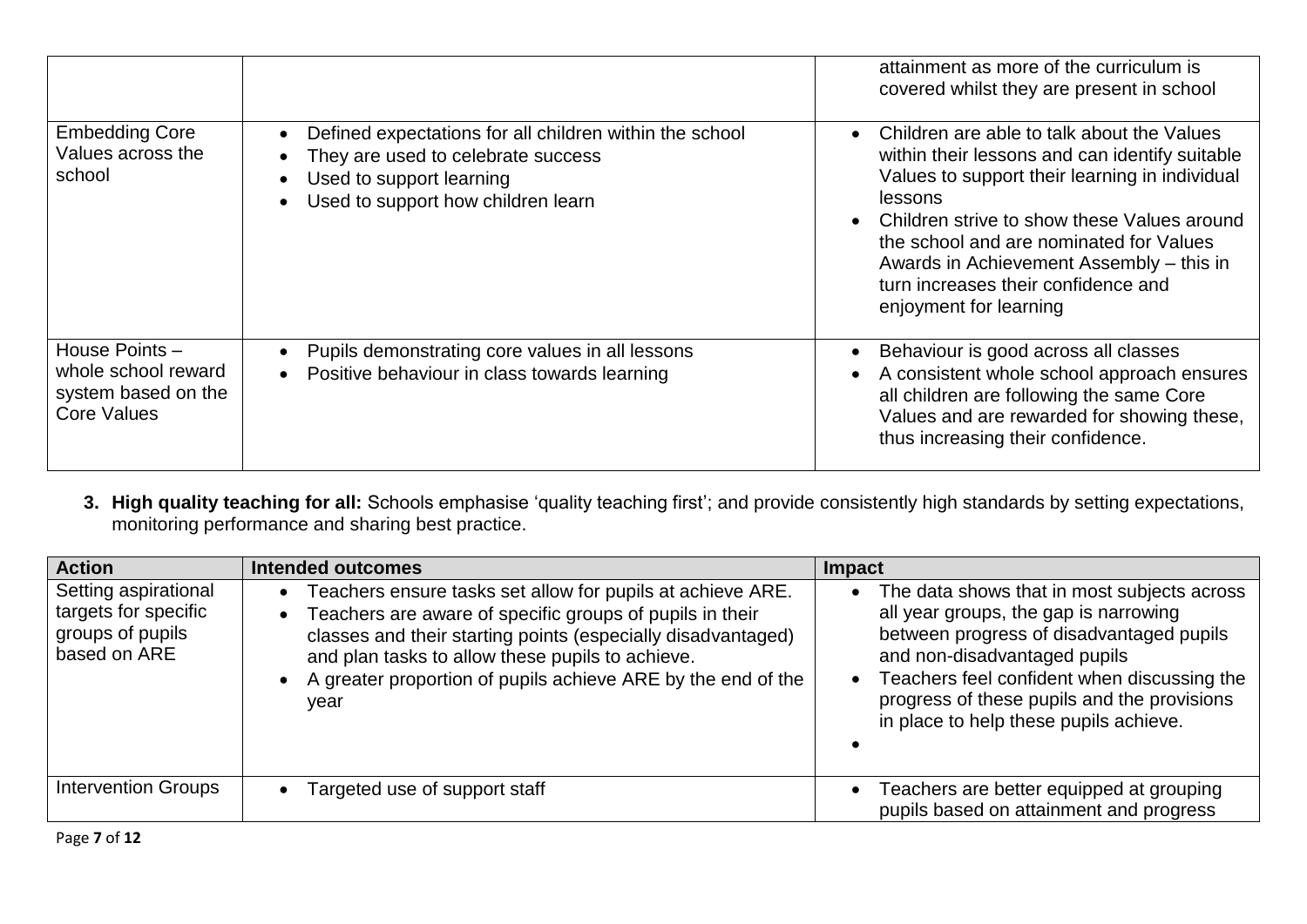| | | |
|---|---|---|
| | | attainment as more of the curriculum is covered whilst they are present in school |
| Embedding Core Values across the school | • Defined expectations for all children within the school<br>• They are used to celebrate success<br>• Used to support learning<br>• Used to support how children learn | • Children are able to talk about the Values within their lessons and can identify suitable Values to support their learning in individual lessons<br>• Children strive to show these Values around the school and are nominated for Values Awards in Achievement Assembly – this in turn increases their confidence and enjoyment for learning |
| House Points – whole school reward system based on the Core Values | • Pupils demonstrating core values in all lessons<br>• Positive behaviour in class towards learning | • Behaviour is good across all classes<br>• A consistent whole school approach ensures all children are following the same Core Values and are rewarded for showing these, thus increasing their confidence. |

3. **High quality teaching for all:** Schools emphasise 'quality teaching first'; and provide consistently high standards by setting expectations, monitoring performance and sharing best practice.

| Action | Intended outcomes | Impact |
|---|---|---|
| Setting aspirational targets for specific groups of pupils based on ARE | • Teachers ensure tasks set allow for pupils at achieve ARE.<br>• Teachers are aware of specific groups of pupils in their classes and their starting points (especially disadvantaged) and plan tasks to allow these pupils to achieve.<br>• A greater proportion of pupils achieve ARE by the end of the year | • The data shows that in most subjects across all year groups, the gap is narrowing between progress of disadvantaged pupils and non-disadvantaged pupils<br>• Teachers feel confident when discussing the progress of these pupils and the provisions in place to help these pupils achieve.<br>• |
| Intervention Groups | • Targeted use of support staff | • Teachers are better equipped at grouping pupils based on attainment and progress |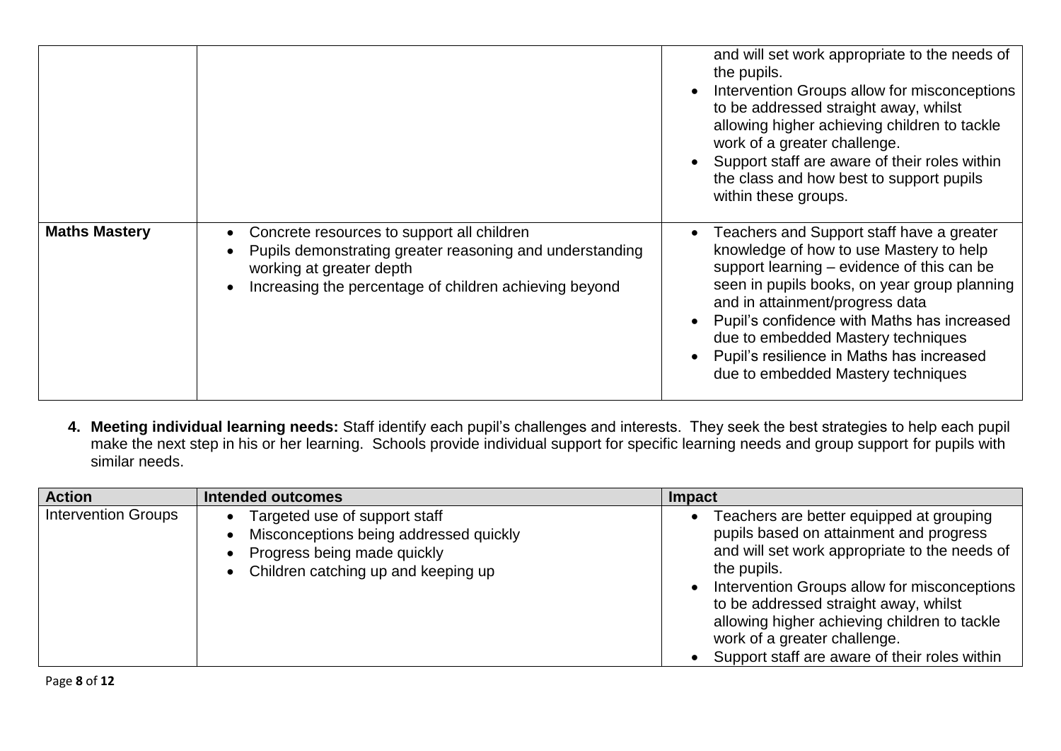| | | |
|---|---|---|
| | | and will set work appropriate to the needs of the pupils.<br>• Intervention Groups allow for misconceptions to be addressed straight away, whilst allowing higher achieving children to tackle work of a greater challenge.<br>• Support staff are aware of their roles within the class and how best to support pupils within these groups. |
| **Maths Mastery** | • Concrete resources to support all children<br>• Pupils demonstrating greater reasoning and understanding working at greater depth<br>• Increasing the percentage of children achieving beyond | • Teachers and Support staff have a greater knowledge of how to use Mastery to help support learning – evidence of this can be seen in pupils books, on year group planning and in attainment/progress data<br>• Pupil's confidence with Maths has increased due to embedded Mastery techniques<br>• Pupil's resilience in Maths has increased due to embedded Mastery techniques |

4. **Meeting individual learning needs:** Staff identify each pupil's challenges and interests. They seek the best strategies to help each pupil make the next step in his or her learning. Schools provide individual support for specific learning needs and group support for pupils with similar needs.

| Action | Intended outcomes | Impact |
|---|---|---|
| Intervention Groups | • Targeted use of support staff<br>• Misconceptions being addressed quickly<br>• Progress being made quickly<br>• Children catching up and keeping up | • Teachers are better equipped at grouping pupils based on attainment and progress and will set work appropriate to the needs of the pupils.<br>• Intervention Groups allow for misconceptions to be addressed straight away, whilst allowing higher achieving children to tackle work of a greater challenge.<br>• Support staff are aware of their roles within |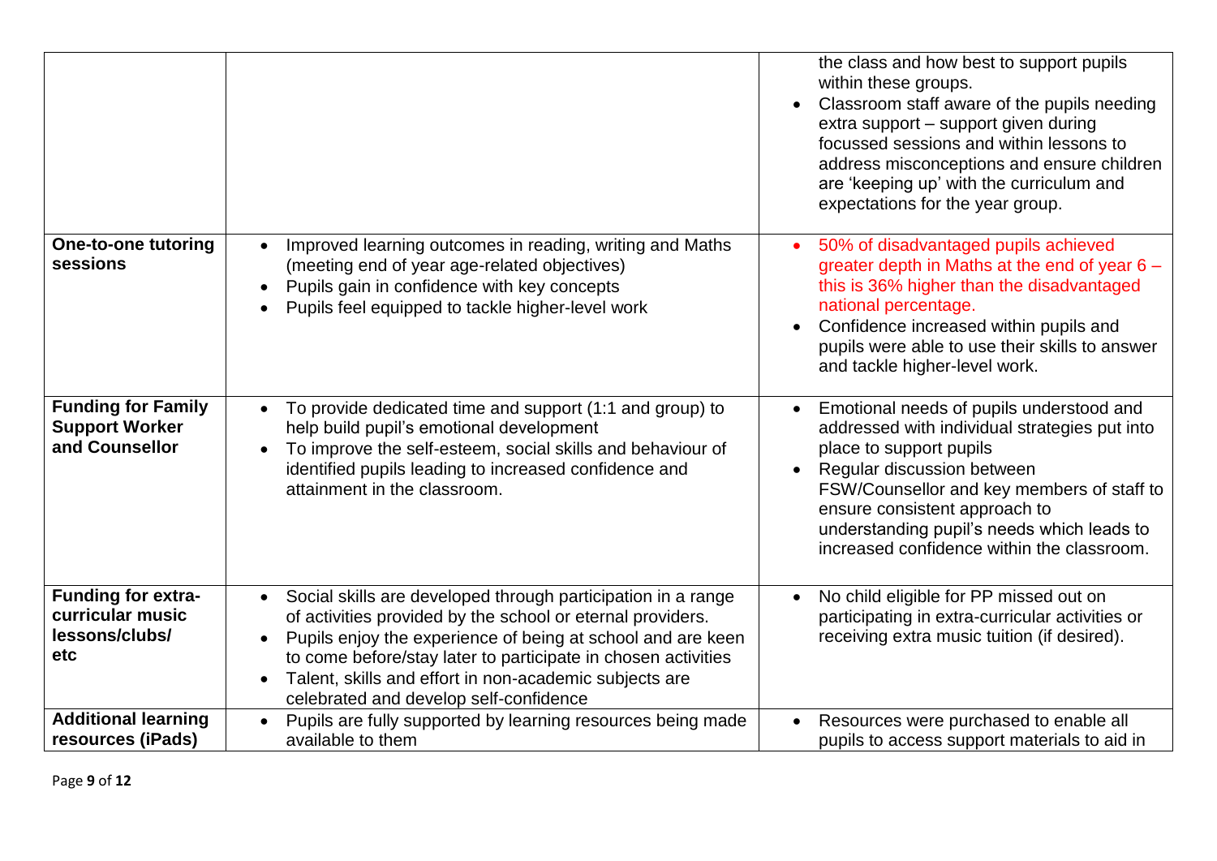| | | |
|---|---|---|
| | | the class and how best to support pupils within these groups.<br>• Classroom staff aware of the pupils needing extra support – support given during focussed sessions and within lessons to address misconceptions and ensure children are 'keeping up' with the curriculum and expectations for the year group. |
| **One-to-one tutoring sessions** | • Improved learning outcomes in reading, writing and Maths (meeting end of year age-related objectives)<br>• Pupils gain in confidence with key concepts<br>• Pupils feel equipped to tackle higher-level work | • 50% of disadvantaged pupils achieved greater depth in Maths at the end of year 6 – this is 36% higher than the disadvantaged national percentage.<br>• Confidence increased within pupils and pupils were able to use their skills to answer and tackle higher-level work. |
| **Funding for Family Support Worker and Counsellor** | • To provide dedicated time and support (1:1 and group) to help build pupil's emotional development<br>• To improve the self-esteem, social skills and behaviour of identified pupils leading to increased confidence and attainment in the classroom. | • Emotional needs of pupils understood and addressed with individual strategies put into place to support pupils<br>• Regular discussion between FSW/Counsellor and key members of staff to ensure consistent approach to understanding pupil's needs which leads to increased confidence within the classroom. |
| **Funding for extra-curricular music lessons/clubs/ etc** | • Social skills are developed through participation in a range of activities provided by the school or eternal providers.<br>• Pupils enjoy the experience of being at school and are keen to come before/stay later to participate in chosen activities<br>• Talent, skills and effort in non-academic subjects are celebrated and develop self-confidence | • No child eligible for PP missed out on participating in extra-curricular activities or receiving extra music tuition (if desired). |
| **Additional learning resources (iPads)** | • Pupils are fully supported by learning resources being made available to them | • Resources were purchased to enable all pupils to access support materials to aid in |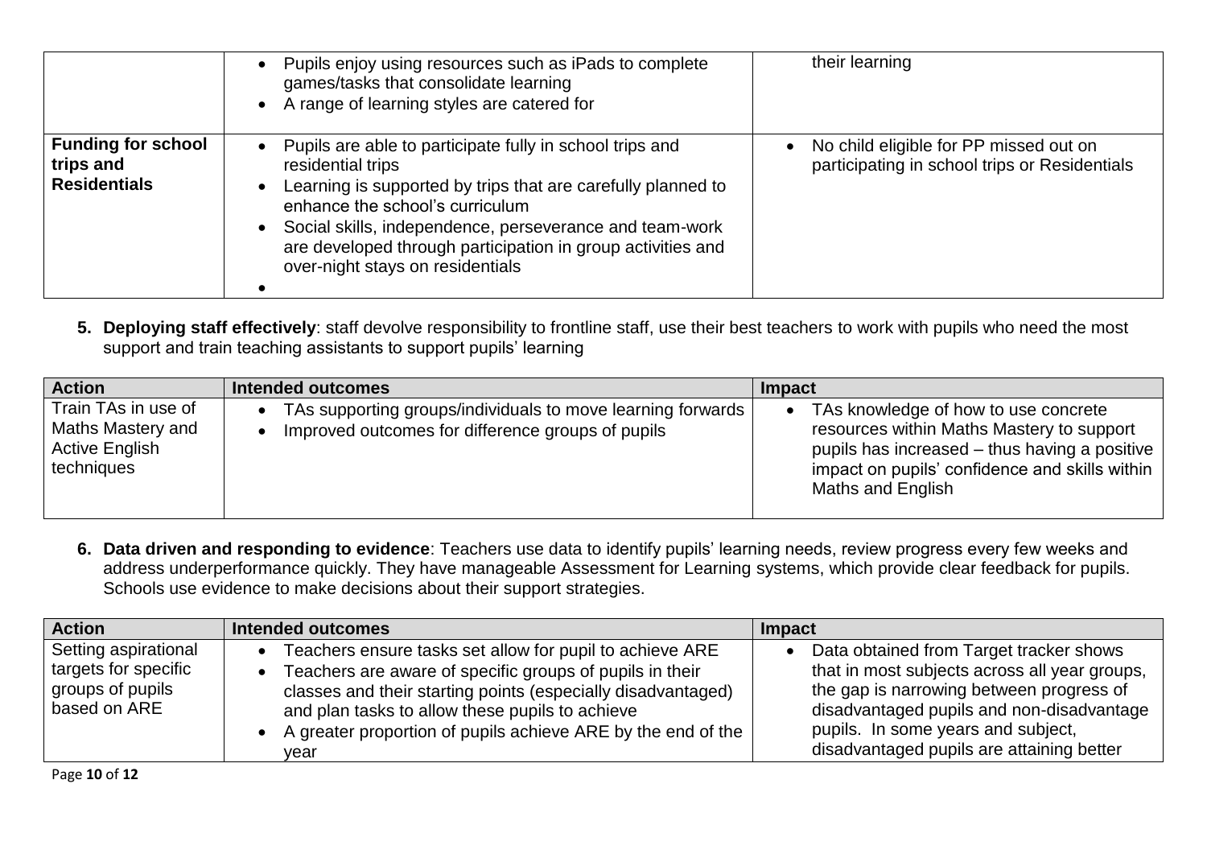| | | |
|---|---|---|
| | • Pupils enjoy using resources such as iPads to complete games/tasks that consolidate learning<br>• A range of learning styles are catered for | their learning |
| **Funding for school trips and Residentials** | • Pupils are able to participate fully in school trips and residential trips<br>• Learning is supported by trips that are carefully planned to enhance the school's curriculum<br>• Social skills, independence, perseverance and team-work are developed through participation in group activities and over-night stays on residentials<br>• | • No child eligible for PP missed out on participating in school trips or Residentials |

5. **Deploying staff effectively**: staff devolve responsibility to frontline staff, use their best teachers to work with pupils who need the most support and train teaching assistants to support pupils' learning

| Action | Intended outcomes | Impact |
|---|---|---|
| Train TAs in use of Maths Mastery and Active English techniques | • TAs supporting groups/individuals to move learning forwards<br>• Improved outcomes for difference groups of pupils | • TAs knowledge of how to use concrete resources within Maths Mastery to support pupils has increased – thus having a positive impact on pupils' confidence and skills within Maths and English |

6. **Data driven and responding to evidence**: Teachers use data to identify pupils' learning needs, review progress every few weeks and address underperformance quickly. They have manageable Assessment for Learning systems, which provide clear feedback for pupils. Schools use evidence to make decisions about their support strategies.

| Action | Intended outcomes | Impact |
|---|---|---|
| Setting aspirational targets for specific groups of pupils based on ARE | • Teachers ensure tasks set allow for pupil to achieve ARE<br>• Teachers are aware of specific groups of pupils in their classes and their starting points (especially disadvantaged) and plan tasks to allow these pupils to achieve<br>• A greater proportion of pupils achieve ARE by the end of the year | • Data obtained from Target tracker shows that in most subjects across all year groups, the gap is narrowing between progress of disadvantaged pupils and non-disadvantage pupils. In some years and subject, disadvantaged pupils are attaining better |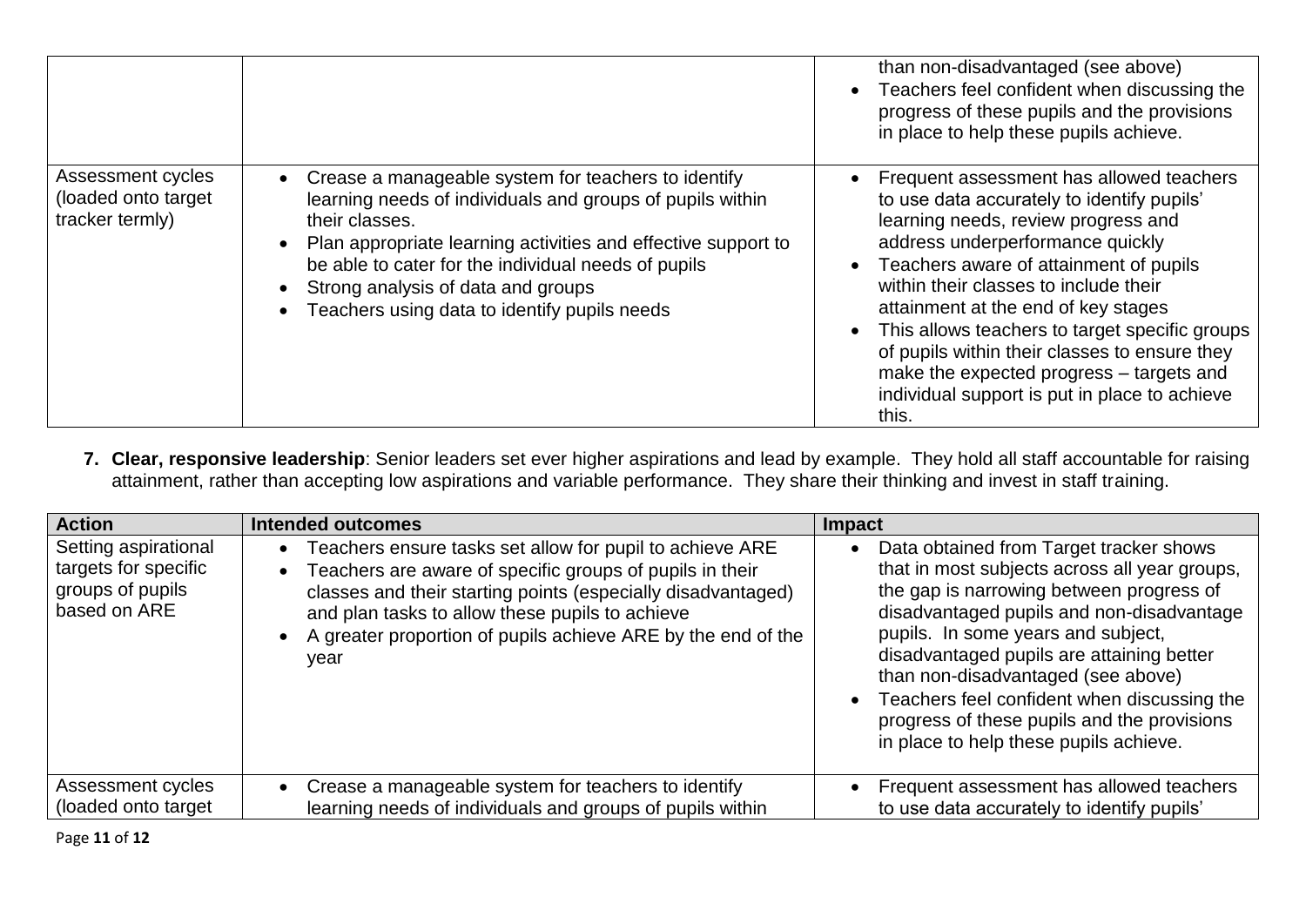| | | |
|---|---|---|
| | | than non-disadvantaged (see above)<br>• Teachers feel confident when discussing the progress of these pupils and the provisions in place to help these pupils achieve. |
| Assessment cycles (loaded onto target tracker termly) | • Crease a manageable system for teachers to identify learning needs of individuals and groups of pupils within their classes.<br>• Plan appropriate learning activities and effective support to be able to cater for the individual needs of pupils<br>• Strong analysis of data and groups<br>• Teachers using data to identify pupils needs | • Frequent assessment has allowed teachers to use data accurately to identify pupils' learning needs, review progress and address underperformance quickly<br>• Teachers aware of attainment of pupils within their classes to include their attainment at the end of key stages<br>• This allows teachers to target specific groups of pupils within their classes to ensure they make the expected progress – targets and individual support is put in place to achieve this. |

7. **Clear, responsive leadership**: Senior leaders set ever higher aspirations and lead by example. They hold all staff accountable for raising attainment, rather than accepting low aspirations and variable performance. They share their thinking and invest in staff training.

| Action | Intended outcomes | Impact |
|---|---|---|
| Setting aspirational targets for specific groups of pupils based on ARE | • Teachers ensure tasks set allow for pupil to achieve ARE<br>• Teachers are aware of specific groups of pupils in their classes and their starting points (especially disadvantaged) and plan tasks to allow these pupils to achieve<br>• A greater proportion of pupils achieve ARE by the end of the year | • Data obtained from Target tracker shows that in most subjects across all year groups, the gap is narrowing between progress of disadvantaged pupils and non-disadvantage pupils. In some years and subject, disadvantaged pupils are attaining better than non-disadvantaged (see above)<br>• Teachers feel confident when discussing the progress of these pupils and the provisions in place to help these pupils achieve. |
| Assessment cycles (loaded onto target | • Crease a manageable system for teachers to identify learning needs of individuals and groups of pupils within | • Frequent assessment has allowed teachers to use data accurately to identify pupils' |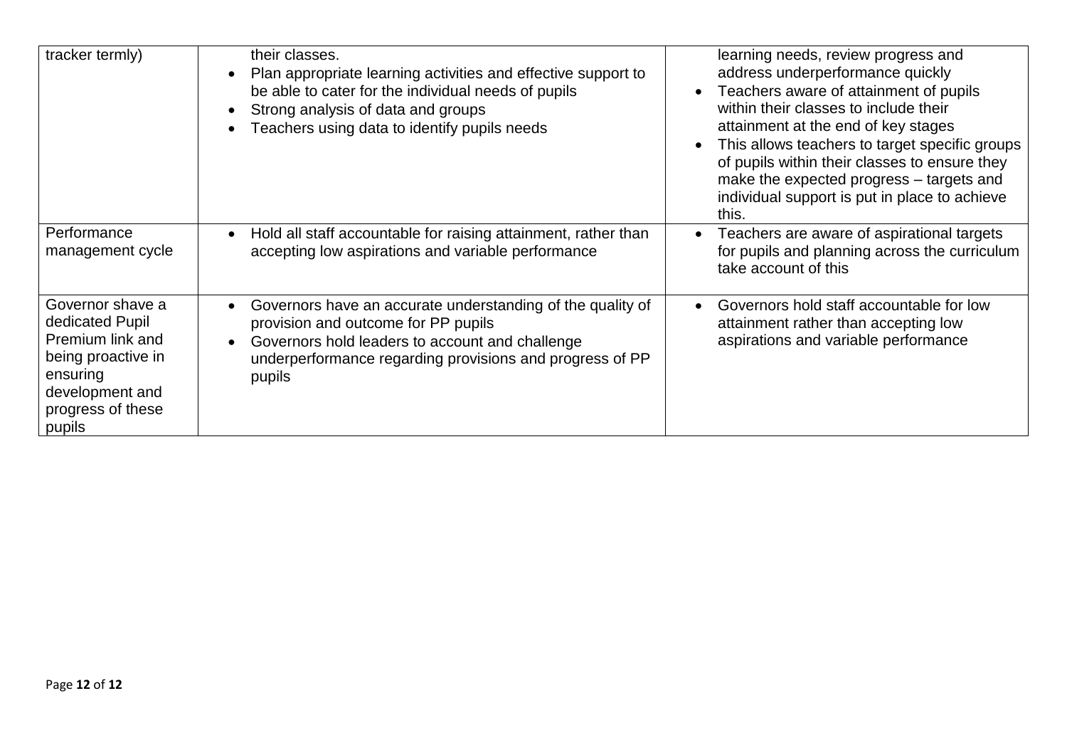| | | |
|---|---|---|
| tracker termly) | their classes.<br>• Plan appropriate learning activities and effective support to be able to cater for the individual needs of pupils<br>• Strong analysis of data and groups<br>• Teachers using data to identify pupils needs | learning needs, review progress and address underperformance quickly<br>• Teachers aware of attainment of pupils within their classes to include their attainment at the end of key stages<br>• This allows teachers to target specific groups of pupils within their classes to ensure they make the expected progress – targets and individual support is put in place to achieve this. |
| Performance management cycle | • Hold all staff accountable for raising attainment, rather than accepting low aspirations and variable performance | • Teachers are aware of aspirational targets for pupils and planning across the curriculum take account of this |
| Governor shave a dedicated Pupil Premium link and being proactive in ensuring development and progress of these pupils | • Governors have an accurate understanding of the quality of provision and outcome for PP pupils<br>• Governors hold leaders to account and challenge underperformance regarding provisions and progress of PP pupils | • Governors hold staff accountable for low attainment rather than accepting low aspirations and variable performance |